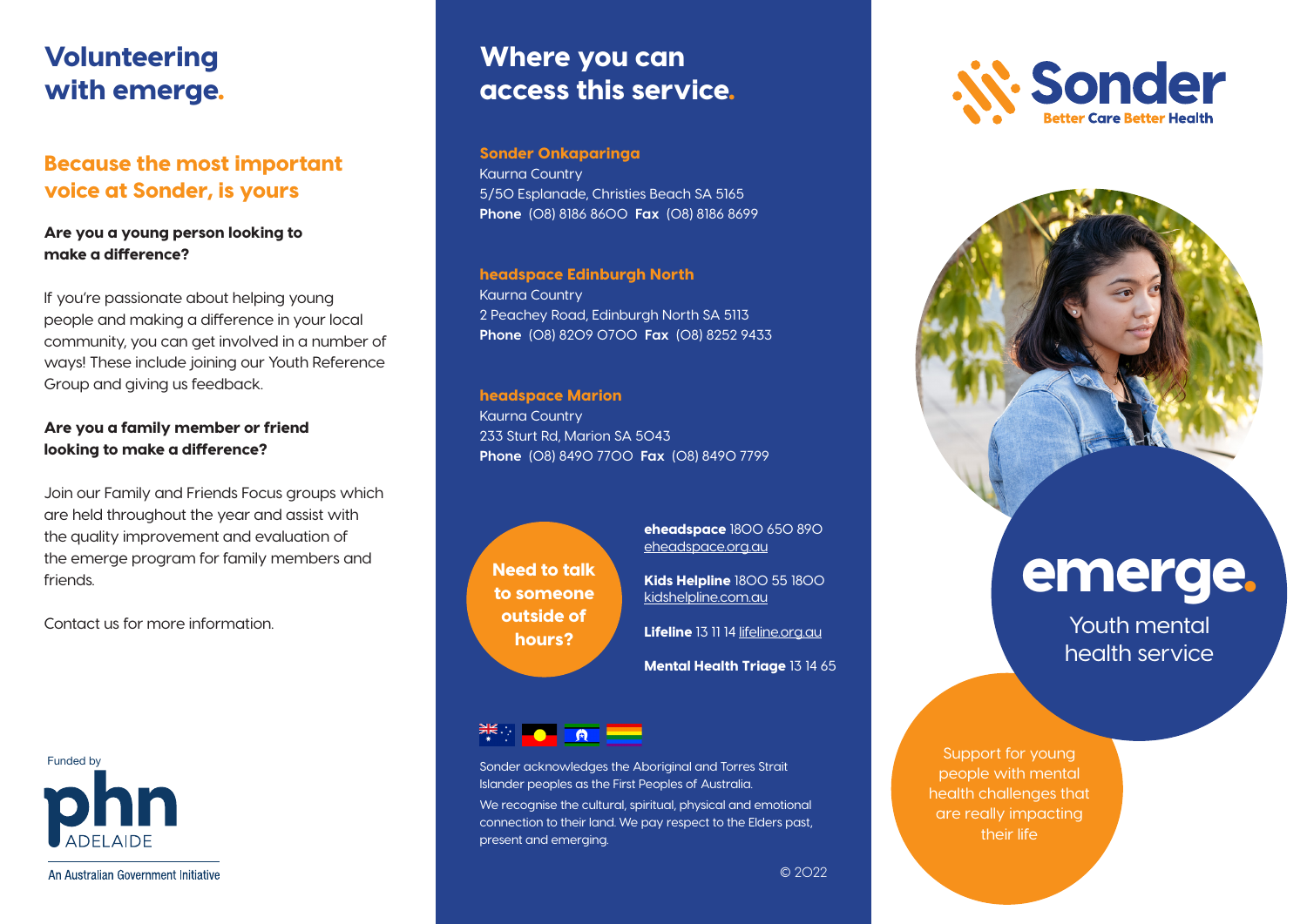# Volunteering with emerge.

## Because the most important voice at Sonder, is yours

**Are you a young person looking to make a difference?**

If you're passionate about helping young people and making a difference in your local community, you can get involved in a number of ways! These include joining our Youth Reference Group and giving us feedback.

**Are you a family member or friend looking to make a difference?**

Join our Family and Friends Focus groups which are held throughout the year and assist with the quality improvement and evaluation of the emerge program for family members and friends.

Contact us for more information.

Funded by

phn ADELAIDE

An Australian Government Initiative

# Where you can access this service.

**Sonder Onkaparinga**
Kaurna Country
5/50 Esplanade, Christies Beach SA 5165
**Phone** (08) 8186 8600 **Fax** (08) 8186 8699

**headspace Edinburgh North**
Kaurna Country
2 Peachey Road, Edinburgh North SA 5113
**Phone** (08) 8209 0700 **Fax** (08) 8252 9433

**headspace Marion**
Kaurna Country
233 Sturt Rd, Marion SA 5043
**Phone** (08) 8490 7700 **Fax** (08) 8490 7799

**Need to talk to someone outside of hours?**

**eheadspace** 1800 650 890
eheadspace.org.au

**Kids Helpline** 1800 55 1800
kidshelpline.com.au

**Lifeline** 13 11 14 lifeline.org.au

**Mental Health Triage** 13 14 65

Sonder acknowledges the Aboriginal and Torres Strait Islander peoples as the First Peoples of Australia.

We recognise the cultural, spiritual, physical and emotional connection to their land. We pay respect to the Elders past, present and emerging.

© 2022

Sonder
Better Care Better Health

# emerge.

Youth mental health service

Support for young people with mental health challenges that are really impacting their life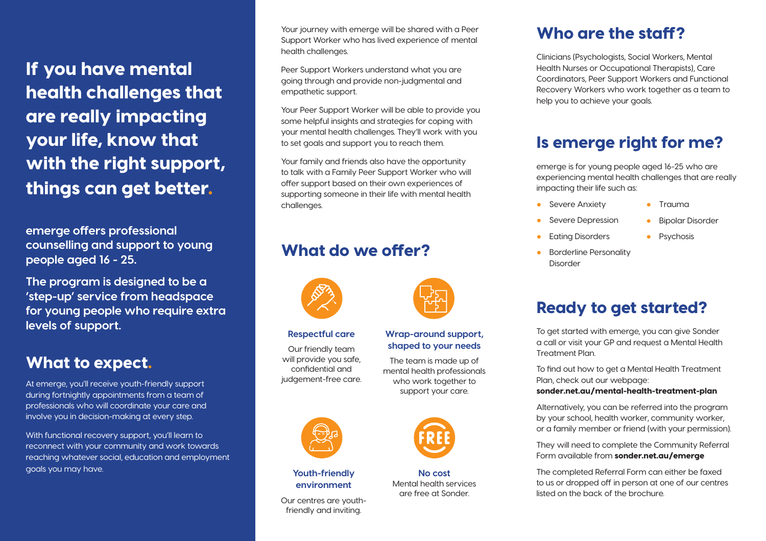# If you have mental health challenges that are really impacting your life, know that with the right support, things can get better.

**emerge offers professional counselling and support to young people aged 16 - 25.**

**The program is designed to be a 'step-up' service from headspace for young people who require extra levels of support.**

## What to expect.

At emerge, you'll receive youth-friendly support during fortnightly appointments from a team of professionals who will coordinate your care and involve you in decision-making at every step.

With functional recovery support, you'll learn to reconnect with your community and work towards reaching whatever social, education and employment goals you may have.

Your journey with emerge will be shared with a Peer Support Worker who has lived experience of mental health challenges.

Peer Support Workers understand what you are going through and provide non-judgmental and empathetic support.

Your Peer Support Worker will be able to provide you some helpful insights and strategies for coping with your mental health challenges. They'll work with you to set goals and support you to reach them.

Your family and friends also have the opportunity to talk with a Family Peer Support Worker who will offer support based on their own experiences of supporting someone in their life with mental health challenges.

## What do we offer?

**Respectful care**

Our friendly team will provide you safe, confidential and judgement-free care.

**Wrap-around support, shaped to your needs**

The team is made up of mental health professionals who work together to support your care.

**Youth-friendly environment**

Our centres are youth-friendly and inviting.

**No cost**

Mental health services are free at Sonder.

## Who are the staff?

Clinicians (Psychologists, Social Workers, Mental Health Nurses or Occupational Therapists), Care Coordinators, Peer Support Workers and Functional Recovery Workers who work together as a team to help you to achieve your goals.

## Is emerge right for me?

emerge is for young people aged 16-25 who are experiencing mental health challenges that are really impacting their life such as:

- Severe Anxiety
- Severe Depression
- Eating Disorders
- Borderline Personality Disorder
- Trauma
- Bipolar Disorder
- Psychosis

## Ready to get started?

To get started with emerge, you can give Sonder a call or visit your GP and request a Mental Health Treatment Plan.

To find out how to get a Mental Health Treatment Plan, check out our webpage:
**sonder.net.au/mental-health-treatment-plan**

Alternatively, you can be referred into the program by your school, health worker, community worker, or a family member or friend (with your permission).

They will need to complete the Community Referral Form available from **sonder.net.au/emerge**

The completed Referral Form can either be faxed to us or dropped off in person at one of our centres listed on the back of the brochure.